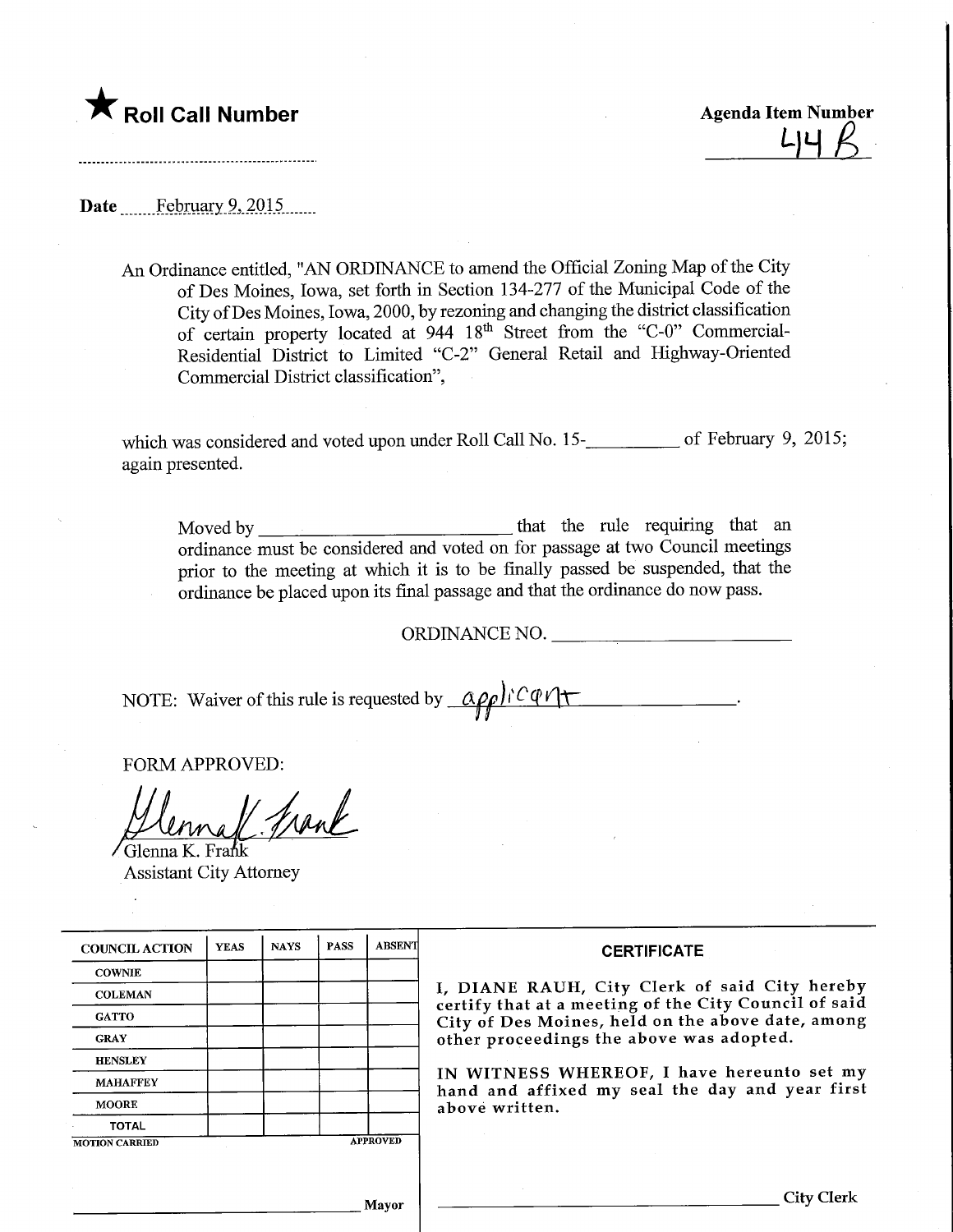★ **Roll Call Number**

.......................................................

**Agenda Item Number**

44 B

**Date** February 9, 2015

An Ordinance entitled, "AN ORDINANCE to amend the Official Zoning Map of the City of Des Moines, Iowa, set forth in Section 134-277 of the Municipal Code of the City of Des Moines, Iowa, 2000, by rezoning and changing the district classification of certain property located at 944 18th Street from the "C-0" Commercial-Residential District to Limited "C-2" General Retail and Highway-Oriented Commercial District classification",

which was considered and voted upon under Roll Call No. 15-__________ of February 9, 2015; again presented.

Moved by __________________________ that the rule requiring that an ordinance must be considered and voted on for passage at two Council meetings prior to the meeting at which it is to be finally passed be suspended, that the ordinance be placed upon its final passage and that the ordinance do now pass.

ORDINANCE NO. __________________________

NOTE: Waiver of this rule is requested by applicant.

FORM APPROVED:

Glenna K. Frank
Assistant City Attorney

| COUNCIL ACTION | YEAS | NAYS | PASS | ABSENT |
|---|---|---|---|---|
| COWNIE | | | | |
| COLEMAN | | | | |
| GATTO | | | | |
| GRAY | | | | |
| HENSLEY | | | | |
| MAHAFFEY | | | | |
| MOORE | | | | |
| TOTAL | | | | |

MOTION CARRIED APPROVED

__________________________ Mayor

**CERTIFICATE**

I, DIANE RAUH, City Clerk of said City hereby certify that at a meeting of the City Council of said City of Des Moines, held on the above date, among other proceedings the above was adopted.

IN WITNESS WHEREOF, I have hereunto set my hand and affixed my seal the day and year first above written.

__________________________ City Clerk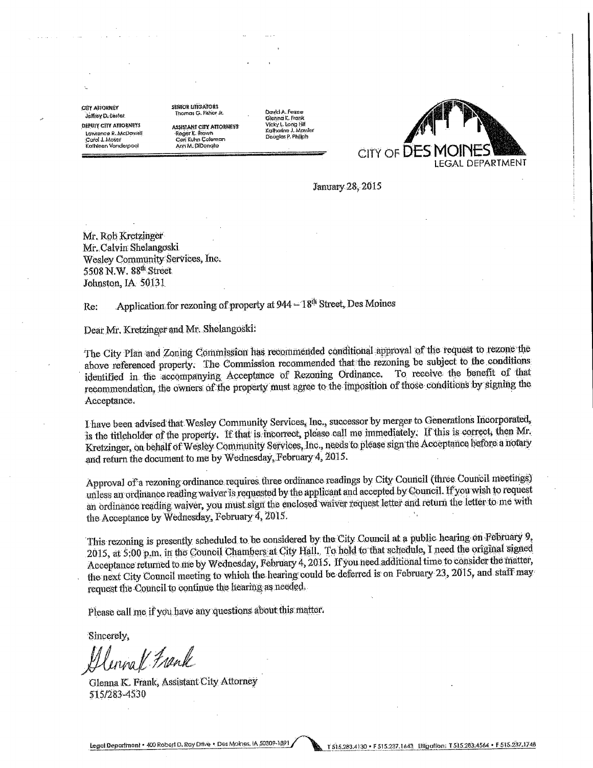CITY ATTORNEY
Jeffrey D. Lester

DEPUTY CITY ATTORNEYS
Lawrence R. McDowell
Carol J. Moser
Kathleen Vanderpool

SENIOR LITIGATORS
Thomas G. Fisher Jr.

ASSISTANT CITY ATTORNEYS
Roger K. Brown
Cori Kuhn Coleman
Ann M. DiDonato

David A. Ferree
Glenna K. Frank
Vicky L. Long Hill
Katharine J. Massier
Douglas P. Philiph

CITY OF DES MOINES
LEGAL DEPARTMENT

January 28, 2015

Mr. Rob Kretzinger
Mr. Calvin Shelangoski
Wesley Community Services, Inc.
5508 N.W. 88th Street
Johnston, IA 50131

Re: Application for rezoning of property at 944 – 18th Street, Des Moines

Dear Mr. Kretzinger and Mr. Shelangoski:

The City Plan and Zoning Commission has recommended conditional approval of the request to rezone the above referenced property. The Commission recommended that the rezoning be subject to the conditions identified in the accompanying Acceptance of Rezoning Ordinance. To receive the benefit of that recommendation, the owners of the property must agree to the imposition of those conditions by signing the Acceptance.

I have been advised that Wesley Community Services, Inc., successor by merger to Generations Incorporated, is the titleholder of the property. If that is incorrect, please call me immediately. If this is correct, then Mr. Kretzinger, on behalf of Wesley Community Services, Inc., needs to please sign the Acceptance before a notary and return the document to me by Wednesday, February 4, 2015.

Approval of a rezoning ordinance requires three ordinance readings by City Council (three Council meetings) unless an ordinance reading waiver is requested by the applicant and accepted by Council. If you wish to request an ordinance reading waiver, you must sign the enclosed waiver request letter and return the letter to me with the Acceptance by Wednesday, February 4, 2015.

This rezoning is presently scheduled to be considered by the City Council at a public hearing on February 9, 2015, at 5:00 p.m. in the Council Chambers at City Hall. To hold to that schedule, I need the original signed Acceptance returned to me by Wednesday, February 4, 2015. If you need additional time to consider the matter, the next City Council meeting to which the hearing could be deferred is on February 23, 2015, and staff may request the Council to continue the hearing as needed.

Please call me if you have any questions about this matter.

Sincerely,

Glenna K. Frank

Glenna K. Frank, Assistant City Attorney
515/283-4530

Legal Department • 400 Robert D. Ray Drive • Des Moines, IA 50309-1891 T 515.283.4130 • F 515.237.1643 Litigation: T 515.283.4564 • F 515.237.1748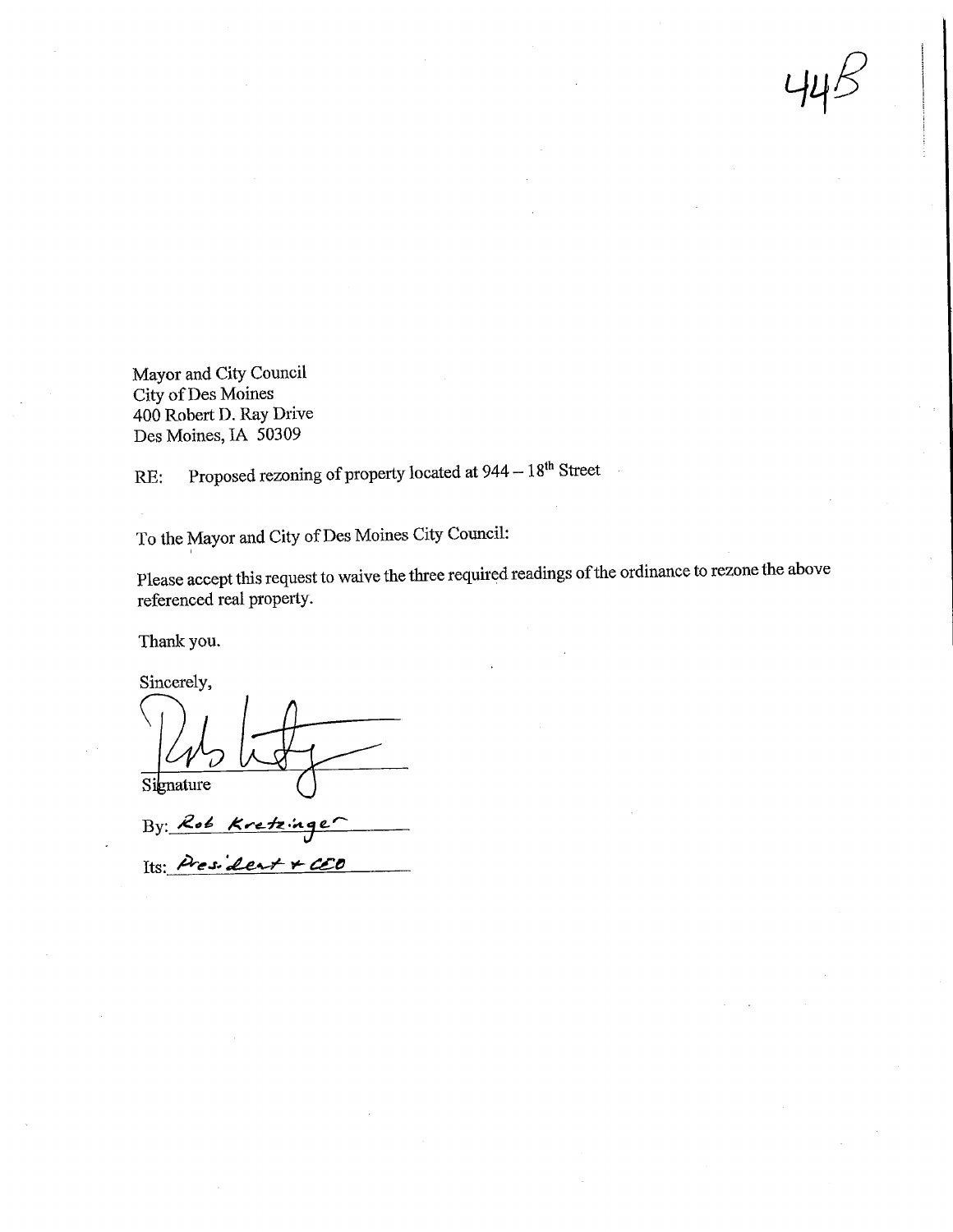44B

Mayor and City Council
City of Des Moines
400 Robert D. Ray Drive
Des Moines, IA 50309

RE: Proposed rezoning of property located at 944 – 18th Street

To the Mayor and City of Des Moines City Council:

Please accept this request to waive the three required readings of the ordinance to rezone the above referenced real property.

Thank you.

Sincerely,

Signature

By: Rob Kretzinger

Its: President + CEO